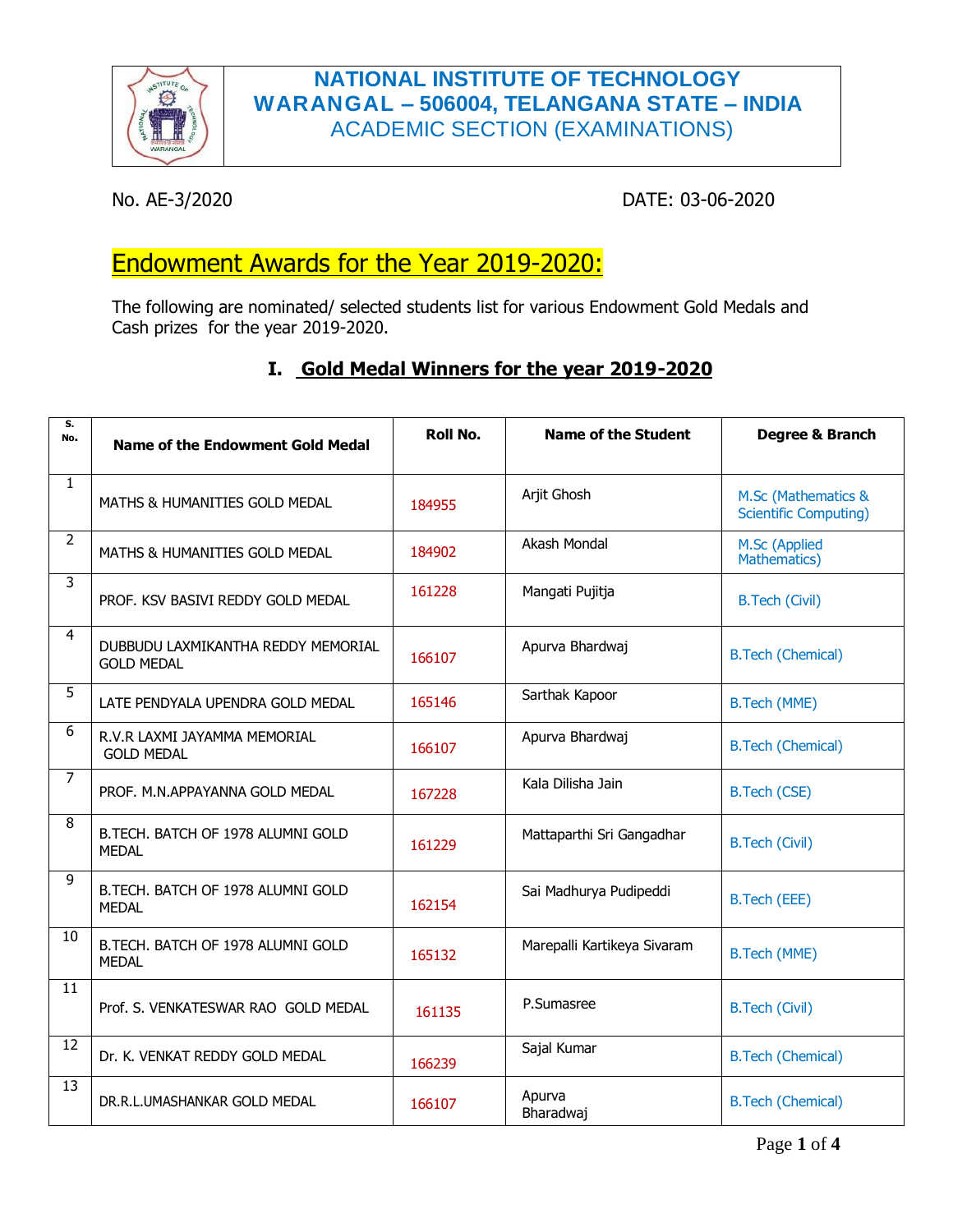# NATIONAL INSTITUTE OF TECHNOLOGY
## WARANGAL – 506004, TELANGANA STATE – INDIA
### ACADEMIC SECTION (EXAMINATIONS)

No. AE-3/2020 DATE: 03-06-2020

## Endowment Awards for the Year 2019-2020:

The following are nominated/ selected students list for various Endowment Gold Medals and Cash prizes for the year 2019-2020.

### I. Gold Medal Winners for the year 2019-2020

| S. No. | Name of the Endowment Gold Medal | Roll No. | Name of the Student | Degree & Branch |
|---|---|---|---|---|
| 1 | MATHS & HUMANITIES GOLD MEDAL | 184955 | Arjit Ghosh | M.Sc (Mathematics & Scientific Computing) |
| 2 | MATHS & HUMANITIES GOLD MEDAL | 184902 | Akash Mondal | M.Sc (Applied Mathematics) |
| 3 | PROF. KSV BASIVI REDDY GOLD MEDAL | 161228 | Mangati Pujitja | B.Tech (Civil) |
| 4 | DUBBUDU LAXMIKANTHA REDDY MEMORIAL GOLD MEDAL | 166107 | Apurva Bhardwaj | B.Tech (Chemical) |
| 5 | LATE PENDYALA UPENDRA GOLD MEDAL | 165146 | Sarthak Kapoor | B.Tech (MME) |
| 6 | R.V.R LAXMI JAYAMMA MEMORIAL GOLD MEDAL | 166107 | Apurva Bhardwaj | B.Tech (Chemical) |
| 7 | PROF. M.N.APPAYANNA GOLD MEDAL | 167228 | Kala Dilisha Jain | B.Tech (CSE) |
| 8 | B.TECH. BATCH OF 1978 ALUMNI GOLD MEDAL | 161229 | Mattaparthi Sri Gangadhar | B.Tech (Civil) |
| 9 | B.TECH. BATCH OF 1978 ALUMNI GOLD MEDAL | 162154 | Sai Madhurya Pudipeddi | B.Tech (EEE) |
| 10 | B.TECH. BATCH OF 1978 ALUMNI GOLD MEDAL | 165132 | Marepalli Kartikeya Sivaram | B.Tech (MME) |
| 11 | Prof. S. VENKATESWAR RAO GOLD MEDAL | 161135 | P.Sumasree | B.Tech (Civil) |
| 12 | Dr. K. VENKAT REDDY GOLD MEDAL | 166239 | Sajal Kumar | B.Tech (Chemical) |
| 13 | DR.R.L.UMASHANKAR GOLD MEDAL | 166107 | Apurva Bharadwaj | B.Tech (Chemical) |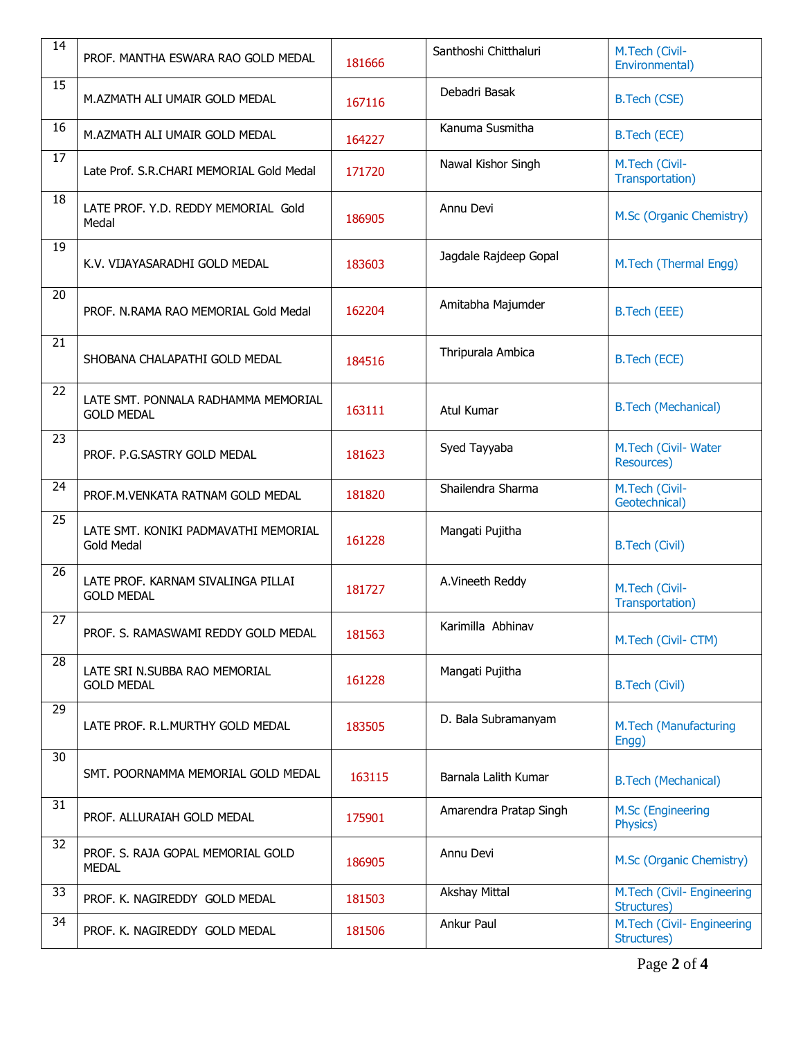| | | | | |
|---|---|---|---|---|
| 14 | PROF. MANTHA ESWARA RAO GOLD MEDAL | 181666 | Santhoshi Chitthaluri | M.Tech (Civil-Environmental) |
| 15 | M.AZMATH ALI UMAIR GOLD MEDAL | 167116 | Debadri Basak | B.Tech (CSE) |
| 16 | M.AZMATH ALI UMAIR GOLD MEDAL | 164227 | Kanuma Susmitha | B.Tech (ECE) |
| 17 | Late Prof. S.R.CHARI MEMORIAL Gold Medal | 171720 | Nawal Kishor Singh | M.Tech (Civil-Transportation) |
| 18 | LATE PROF. Y.D. REDDY MEMORIAL Gold Medal | 186905 | Annu Devi | M.Sc (Organic Chemistry) |
| 19 | K.V. VIJAYASARADHI GOLD MEDAL | 183603 | Jagdale Rajdeep Gopal | M.Tech (Thermal Engg) |
| 20 | PROF. N.RAMA RAO MEMORIAL Gold Medal | 162204 | Amitabha Majumder | B.Tech (EEE) |
| 21 | SHOBANA CHALAPATHI GOLD MEDAL | 184516 | Thripurala Ambica | B.Tech (ECE) |
| 22 | LATE SMT. PONNALA RADHAMMA MEMORIAL GOLD MEDAL | 163111 | Atul Kumar | B.Tech (Mechanical) |
| 23 | PROF. P.G.SASTRY GOLD MEDAL | 181623 | Syed Tayyaba | M.Tech (Civil- Water Resources) |
| 24 | PROF.M.VENKATA RATNAM GOLD MEDAL | 181820 | Shailendra Sharma | M.Tech (Civil-Geotechnical) |
| 25 | LATE SMT. KONIKI PADMAVATHI MEMORIAL Gold Medal | 161228 | Mangati Pujitha | B.Tech (Civil) |
| 26 | LATE PROF. KARNAM SIVALINGA PILLAI GOLD MEDAL | 181727 | A.Vineeth Reddy | M.Tech (Civil-Transportation) |
| 27 | PROF. S. RAMASWAMI REDDY GOLD MEDAL | 181563 | Karimilla Abhinav | M.Tech (Civil- CTM) |
| 28 | LATE SRI N.SUBBA RAO MEMORIAL GOLD MEDAL | 161228 | Mangati Pujitha | B.Tech (Civil) |
| 29 | LATE PROF. R.L.MURTHY GOLD MEDAL | 183505 | D. Bala Subramanyam | M.Tech (Manufacturing Engg) |
| 30 | SMT. POORNAMMA MEMORIAL GOLD MEDAL | 163115 | Barnala Lalith Kumar | B.Tech (Mechanical) |
| 31 | PROF. ALLURAIAH GOLD MEDAL | 175901 | Amarendra Pratap Singh | M.Sc (Engineering Physics) |
| 32 | PROF. S. RAJA GOPAL MEMORIAL GOLD MEDAL | 186905 | Annu Devi | M.Sc (Organic Chemistry) |
| 33 | PROF. K. NAGIREDDY GOLD MEDAL | 181503 | Akshay Mittal | M.Tech (Civil- Engineering Structures) |
| 34 | PROF. K. NAGIREDDY GOLD MEDAL | 181506 | Ankur Paul | M.Tech (Civil- Engineering Structures) |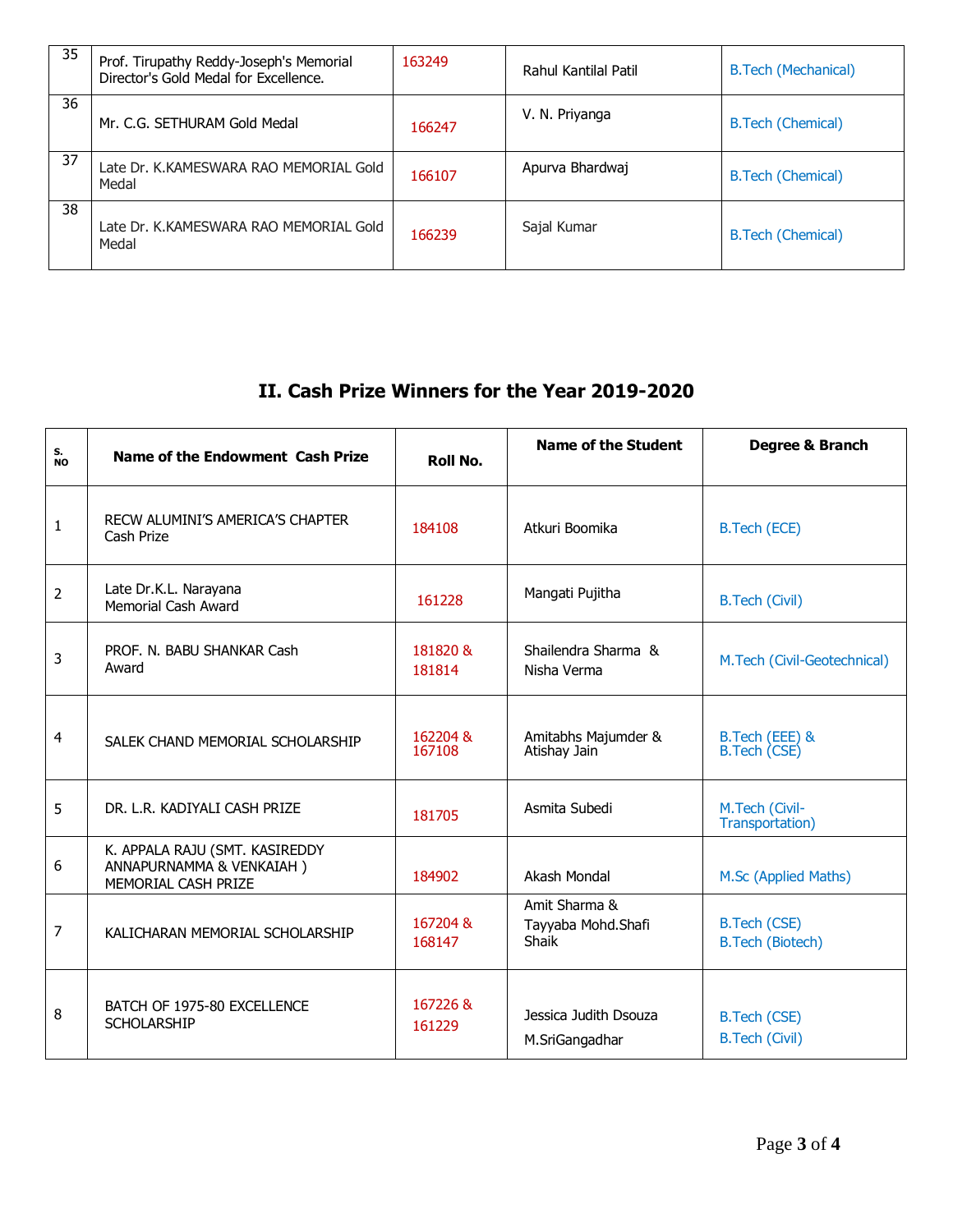| | | | | |
|---|---|---|---|---|
| 35 | Prof. Tirupathy Reddy-Joseph's Memorial Director's Gold Medal for Excellence. | 163249 | Rahul Kantilal Patil | B.Tech (Mechanical) |
| 36 | Mr. C.G. SETHURAM Gold Medal | 166247 | V. N. Priyanga | B.Tech (Chemical) |
| 37 | Late Dr. K.KAMESWARA RAO MEMORIAL Gold Medal | 166107 | Apurva Bhardwaj | B.Tech (Chemical) |
| 38 | Late Dr. K.KAMESWARA RAO MEMORIAL Gold Medal | 166239 | Sajal Kumar | B.Tech (Chemical) |

## II. Cash Prize Winners for the Year 2019-2020

| S. NO | Name of the Endowment Cash Prize | Roll No. | Name of the Student | Degree & Branch |
|---|---|---|---|---|
| 1 | RECW ALUMINI'S AMERICA'S CHAPTER Cash Prize | 184108 | Atkuri Boomika | B.Tech (ECE) |
| 2 | Late Dr.K.L. Narayana Memorial Cash Award | 161228 | Mangati Pujitha | B.Tech (Civil) |
| 3 | PROF. N. BABU SHANKAR Cash Award | 181820 & 181814 | Shailendra Sharma & Nisha Verma | M.Tech (Civil-Geotechnical) |
| 4 | SALEK CHAND MEMORIAL SCHOLARSHIP | 162204 & 167108 | Amitabhs Majumder & Atishay Jain | B.Tech (EEE) & B.Tech (CSE) |
| 5 | DR. L.R. KADIYALI CASH PRIZE | 181705 | Asmita Subedi | M.Tech (Civil-Transportation) |
| 6 | K. APPALA RAJU (SMT. KASIREDDY ANNAPURNAMMA & VENKAIAH ) MEMORIAL CASH PRIZE | 184902 | Akash Mondal | M.Sc (Applied Maths) |
| 7 | KALICHARAN MEMORIAL SCHOLARSHIP | 167204 & 168147 | Amit Sharma & Tayyaba Mohd.Shafi Shaik | B.Tech (CSE) B.Tech (Biotech) |
| 8 | BATCH OF 1975-80 EXCELLENCE SCHOLARSHIP | 167226 & 161229 | Jessica Judith Dsouza M.SriGangadhar | B.Tech (CSE) B.Tech (Civil) |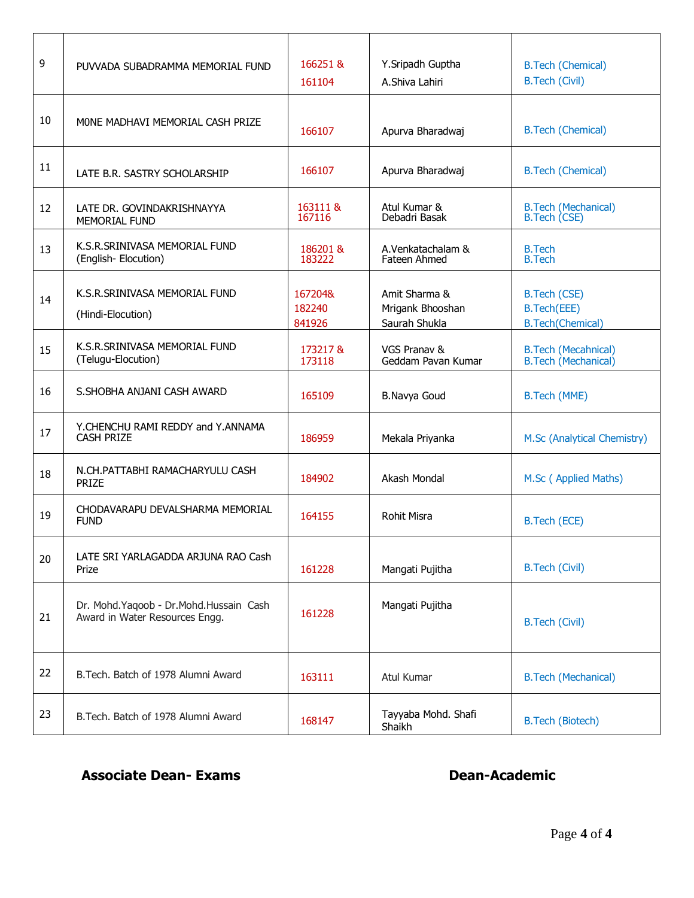| | | | | |
|---|---|---|---|---|
| 9 | PUVVADA SUBADRAMMA MEMORIAL FUND | 166251 & 161104 | Y.Sripadh Guptha A.Shiva Lahiri | B.Tech (Chemical) B.Tech (Civil) |
| 10 | M0NE MADHAVI MEMORIAL CASH PRIZE | 166107 | Apurva Bharadwaj | B.Tech (Chemical) |
| 11 | LATE B.R. SASTRY SCHOLARSHIP | 166107 | Apurva Bharadwaj | B.Tech (Chemical) |
| 12 | LATE DR. GOVINDAKRISHNAYYA MEMORIAL FUND | 163111 & 167116 | Atul Kumar & Debadri Basak | B.Tech (Mechanical) B.Tech (CSE) |
| 13 | K.S.R.SRINIVASA MEMORIAL FUND (English- Elocution) | 186201 & 183222 | A.Venkatachalam & Fateen Ahmed | B.Tech B.Tech |
| 14 | K.S.R.SRINIVASA MEMORIAL FUND (Hindi-Elocution) | 167204& 182240 841926 | Amit Sharma & Mrigank Bhooshan Saurah Shukla | B.Tech (CSE) B.Tech(EEE) B.Tech(Chemical) |
| 15 | K.S.R.SRINIVASA MEMORIAL FUND (Telugu-Elocution) | 173217 & 173118 | VGS Pranav & Geddam Pavan Kumar | B.Tech (Mecahnical) B.Tech (Mechanical) |
| 16 | S.SHOBHA ANJANI CASH AWARD | 165109 | B.Navya Goud | B.Tech (MME) |
| 17 | Y.CHENCHU RAMI REDDY and Y.ANNAMA CASH PRIZE | 186959 | Mekala Priyanka | M.Sc (Analytical Chemistry) |
| 18 | N.CH.PATTABHI RAMACHARYULU CASH PRIZE | 184902 | Akash Mondal | M.Sc ( Applied Maths) |
| 19 | CHODAVARAPU DEVALSHARMA MEMORIAL FUND | 164155 | Rohit Misra | B.Tech (ECE) |
| 20 | LATE SRI YARLAGADDA ARJUNA RAO Cash Prize | 161228 | Mangati Pujitha | B.Tech (Civil) |
| 21 | Dr. Mohd.Yaqoob - Dr.Mohd.Hussain Cash Award in Water Resources Engg. | 161228 | Mangati Pujitha | B.Tech (Civil) |
| 22 | B.Tech. Batch of 1978 Alumni Award | 163111 | Atul Kumar | B.Tech (Mechanical) |
| 23 | B.Tech. Batch of 1978 Alumni Award | 168147 | Tayyaba Mohd. Shafi Shaikh | B.Tech (Biotech) |

**Associate Dean- Exams** **Dean-Academic**